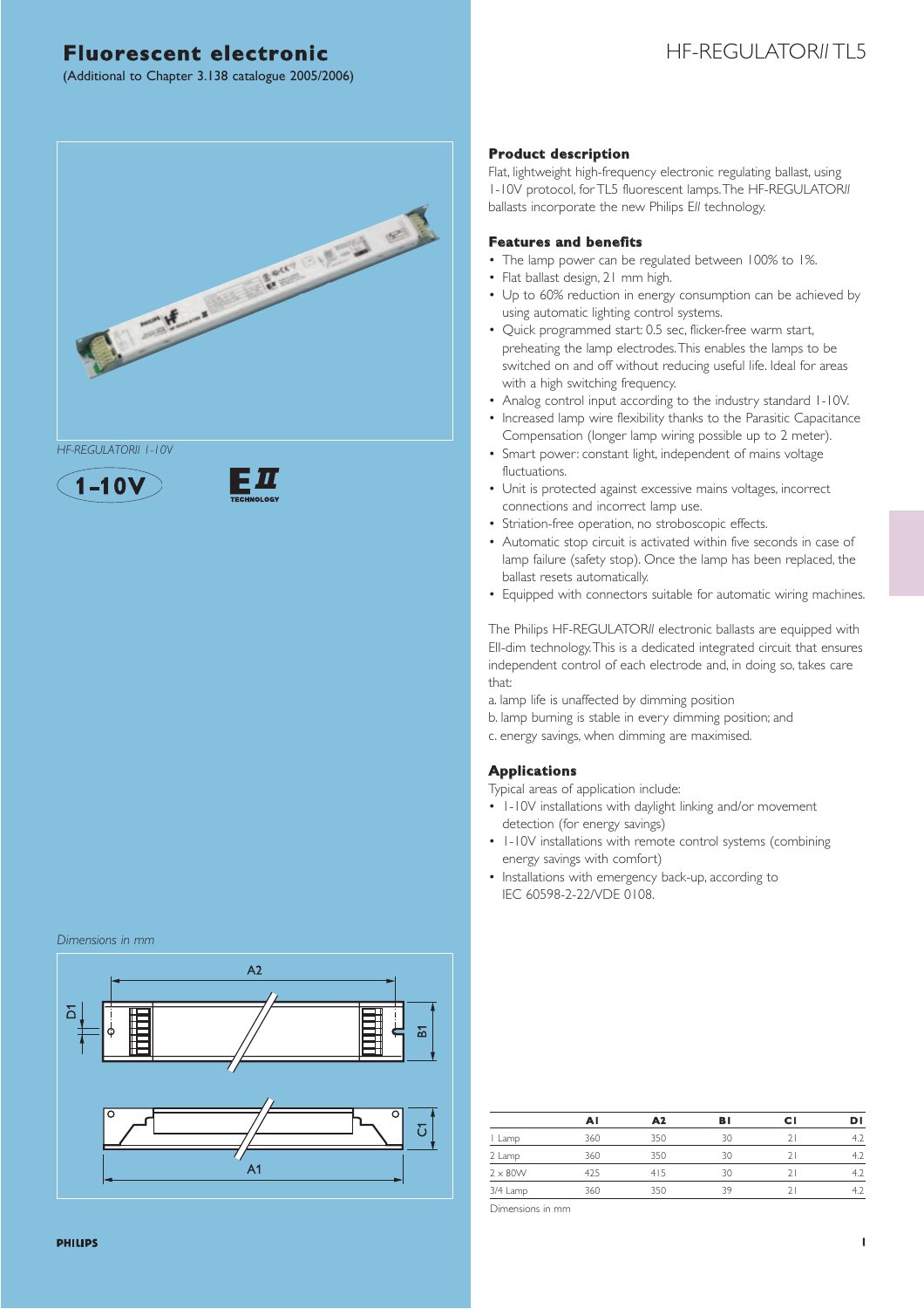# Fluorescent electronic

(Additional to Chapter 3.138 catalogue 2005/2006)

# HF-REGULATOR*II* TL5

*HF-REGULATORII 1-10V*

1-10V

E*II* TECHNOLOGY

## Product description

Flat, lightweight high-frequency electronic regulating ballast, using 1-10V protocol, for TL5 fluorescent lamps. The HF-REGULATOR*II* ballasts incorporate the new Philips E*II* technology.

## Features and benefits

- The lamp power can be regulated between 100% to 1%.
- Flat ballast design, 21 mm high.
- Up to 60% reduction in energy consumption can be achieved by using automatic lighting control systems.
- Quick programmed start: 0.5 sec, flicker-free warm start, preheating the lamp electrodes. This enables the lamps to be switched on and off without reducing useful life. Ideal for areas with a high switching frequency.
- Analog control input according to the industry standard 1-10V.
- Increased lamp wire flexibility thanks to the Parasitic Capacitance Compensation (longer lamp wiring possible up to 2 meter).
- Smart power: constant light, independent of mains voltage fluctuations.
- Unit is protected against excessive mains voltages, incorrect connections and incorrect lamp use.
- Striation-free operation, no stroboscopic effects.
- Automatic stop circuit is activated within five seconds in case of lamp failure (safety stop). Once the lamp has been replaced, the ballast resets automatically.
- Equipped with connectors suitable for automatic wiring machines.

The Philips HF-REGULATOR*II* electronic ballasts are equipped with EII-dim technology. This is a dedicated integrated circuit that ensures independent control of each electrode and, in doing so, takes care that:

a. lamp life is unaffected by dimming position
b. lamp burning is stable in every dimming position; and
c. energy savings, when dimming are maximised.

## Applications

Typical areas of application include:

- 1-10V installations with daylight linking and/or movement detection (for energy savings)
- 1-10V installations with remote control systems (combining energy savings with comfort)
- Installations with emergency back-up, according to IEC 60598-2-22/VDE 0108.

*Dimensions in mm*

A2, D1, B1, C1, A1

| | A1 | A2 | B1 | C1 | D1 |
|---|---|---|---|---|---|
| 1 Lamp | 360 | 350 | 30 | 21 | 4.2 |
| 2 Lamp | 360 | 350 | 30 | 21 | 4.2 |
| 2 x 80W | 425 | 415 | 30 | 21 | 4.2 |
| 3/4 Lamp | 360 | 350 | 39 | 21 | 4.2 |

Dimensions in mm

PHILIPS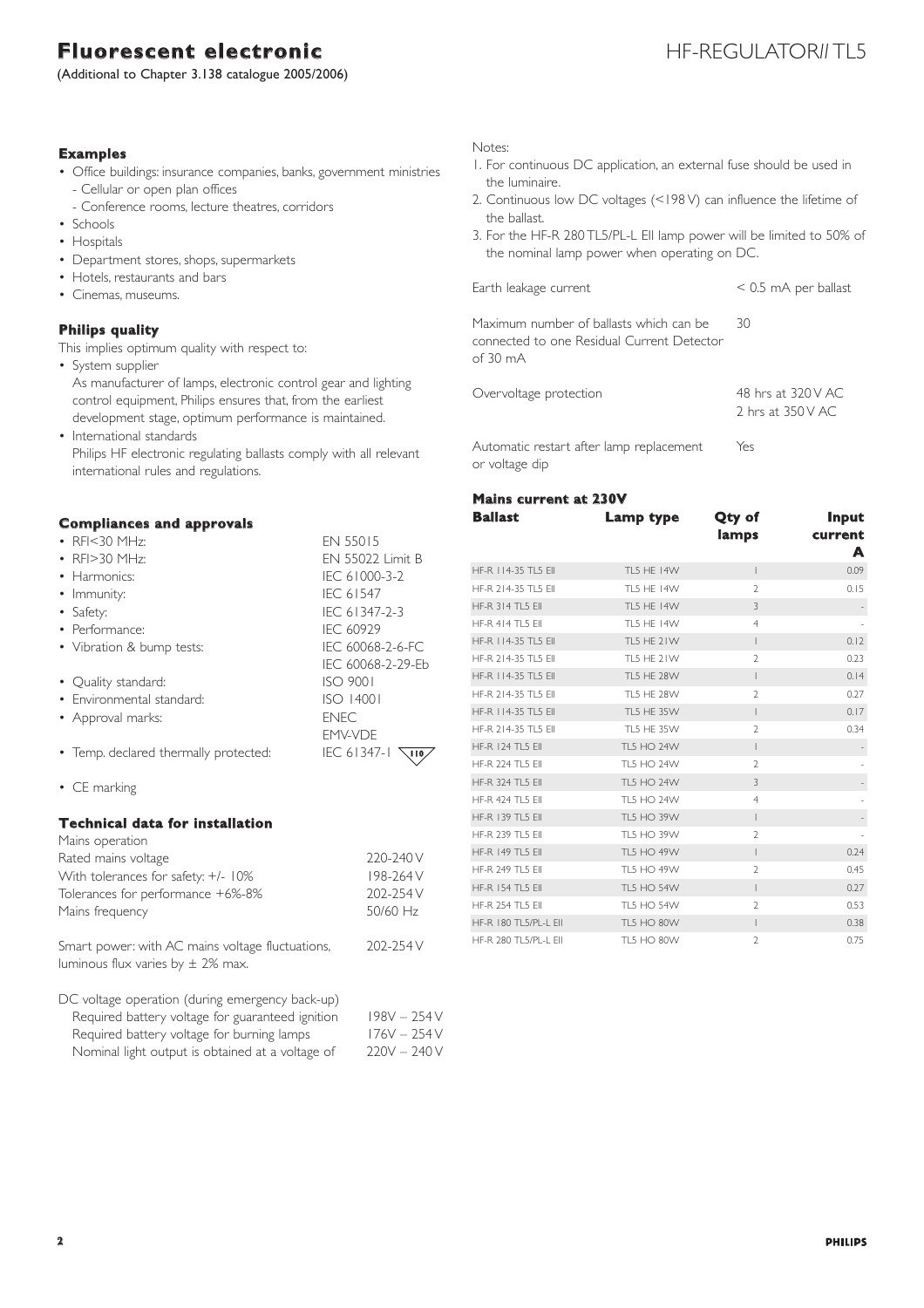# Fluorescent electronic

(Additional to Chapter 3.138 catalogue 2005/2006)

HF-REGULATOR*II* TL5

### Examples

- Office buildings: insurance companies, banks, government ministries
  - Cellular or open plan offices
  - Conference rooms, lecture theatres, corridors
- Schools
- Hospitals
- Department stores, shops, supermarkets
- Hotels, restaurants and bars
- Cinemas, museums.

### Philips quality

This implies optimum quality with respect to:

- System supplier
  As manufacturer of lamps, electronic control gear and lighting control equipment, Philips ensures that, from the earliest development stage, optimum performance is maintained.
- International standards
  Philips HF electronic regulating ballasts comply with all relevant international rules and regulations.

### Compliances and approvals

| | |
|---|---|
| • RFI<30 MHz: | EN 55015 |
| • RFI>30 MHz: | EN 55022 Limit B |
| • Harmonics: | IEC 61000-3-2 |
| • Immunity: | IEC 61547 |
| • Safety: | IEC 61347-2-3 |
| • Performance: | IEC 60929 |
| • Vibration & bump tests: | IEC 60068-2-6-FC<br>IEC 60068-2-29-Eb |
| • Quality standard: | ISO 9001 |
| • Environmental standard: | ISO 14001 |
| • Approval marks: | ENEC<br>EMV-VDE |
| • Temp. declared thermally protected: | IEC 61347-1 110 |

- CE marking

### Technical data for installation

Mains operation

| | |
|---|---|
| Rated mains voltage | 220-240 V |
| With tolerances for safety: +/- 10% | 198-264 V |
| Tolerances for performance +6%-8% | 202-254 V |
| Mains frequency | 50/60 Hz |
| Smart power: with AC mains voltage fluctuations, luminous flux varies by ± 2% max. | 202-254 V |

DC voltage operation (during emergency back-up)

| | |
|---|---|
| Required battery voltage for guaranteed ignition | 198V – 254 V |
| Required battery voltage for burning lamps | 176V – 254 V |
| Nominal light output is obtained at a voltage of | 220V – 240 V |

Notes:

1. For continuous DC application, an external fuse should be used in the luminaire.
2. Continuous low DC voltages (<198 V) can influence the lifetime of the ballast.
3. For the HF-R 280 TL5/PL-L EII lamp power will be limited to 50% of the nominal lamp power when operating on DC.

| | |
|---|---|
| Earth leakage current | < 0.5 mA per ballast |
| Maximum number of ballasts which can be connected to one Residual Current Detector of 30 mA | 30 |
| Overvoltage protection | 48 hrs at 320 V AC<br>2 hrs at 350 V AC |
| Automatic restart after lamp replacement or voltage dip | Yes |

### Mains current at 230V

| Ballast | Lamp type | Qty of lamps | Input current A |
|---|---|---|---|
| HF-R 114-35 TL5 EII | TL5 HE 14W | 1 | 0.09 |
| HF-R 214-35 TL5 EII | TL5 HE 14W | 2 | 0.15 |
| HF-R 314 TL5 EII | TL5 HE 14W | 3 | - |
| HF-R 414 TL5 EII | TL5 HE 14W | 4 | - |
| HF-R 114-35 TL5 EII | TL5 HE 21W | 1 | 0.12 |
| HF-R 214-35 TL5 EII | TL5 HE 21W | 2 | 0.23 |
| HF-R 114-35 TL5 EII | TL5 HE 28W | 1 | 0.14 |
| HF-R 214-35 TL5 EII | TL5 HE 28W | 2 | 0.27 |
| HF-R 114-35 TL5 EII | TL5 HE 35W | 1 | 0.17 |
| HF-R 214-35 TL5 EII | TL5 HE 35W | 2 | 0.34 |
| HF-R 124 TL5 EII | TL5 HO 24W | 1 | - |
| HF-R 224 TL5 EII | TL5 HO 24W | 2 | - |
| HF-R 324 TL5 EII | TL5 HO 24W | 3 | - |
| HF-R 424 TL5 EII | TL5 HO 24W | 4 | - |
| HF-R 139 TL5 EII | TL5 HO 39W | 1 | - |
| HF-R 239 TL5 EII | TL5 HO 39W | 2 | - |
| HF-R 149 TL5 EII | TL5 HO 49W | 1 | 0.24 |
| HF-R 249 TL5 EII | TL5 HO 49W | 2 | 0.45 |
| HF-R 154 TL5 EII | TL5 HO 54W | 1 | 0.27 |
| HF-R 254 TL5 EII | TL5 HO 54W | 2 | 0.53 |
| HF-R 180 TL5/PL-L EII | TL5 HO 80W | 1 | 0.38 |
| HF-R 280 TL5/PL-L EII | TL5 HO 80W | 2 | 0.75 |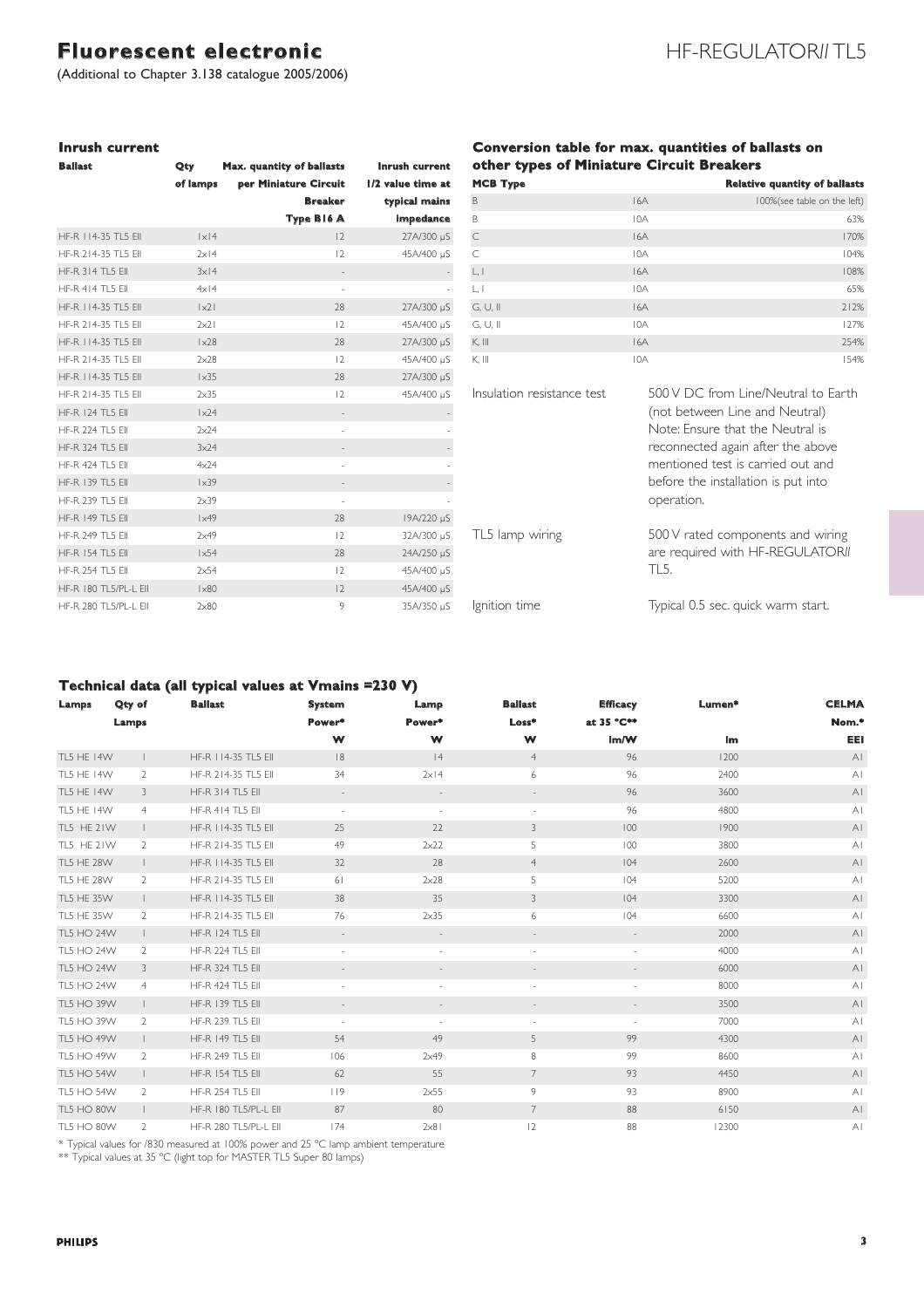# Fluorescent electronic

(Additional to Chapter 3.138 catalogue 2005/2006)

## HF-REGULATOR*II* TL5

### Inrush current

| Ballast | Qty of lamps | Max. quantity of ballasts per Miniature Circuit Breaker Type B16 A | Inrush current 1/2 value time at typical mains impedance |
|---|---|---|---|
| HF-R 114-35 TL5 EII | 1x14 | 12 | 27A/300 µS |
| HF-R 214-35 TL5 EII | 2x14 | 12 | 45A/400 µS |
| HF-R 314 TL5 EII | 3x14 | - | - |
| HF-R 414 TL5 EII | 4x14 | - | - |
| HF-R 114-35 TL5 EII | 1x21 | 28 | 27A/300 µS |
| HF-R 214-35 TL5 EII | 2x21 | 12 | 45A/400 µS |
| HF-R 114-35 TL5 EII | 1x28 | 28 | 27A/300 µS |
| HF-R 214-35 TL5 EII | 2x28 | 12 | 45A/400 µS |
| HF-R 114-35 TL5 EII | 1x35 | 28 | 27A/300 µS |
| HF-R 214-35 TL5 EII | 2x35 | 12 | 45A/400 µS |
| HF-R 124 TL5 EII | 1x24 | - | - |
| HF-R 224 TL5 EII | 2x24 | - | - |
| HF-R 324 TL5 EII | 3x24 | - | - |
| HF-R 424 TL5 EII | 4x24 | - | - |
| HF-R 139 TL5 EII | 1x39 | - | - |
| HF-R 239 TL5 EII | 2x39 | - | - |
| HF-R 149 TL5 EII | 1x49 | 28 | 19A/220 µS |
| HF-R 249 TL5 EII | 2x49 | 12 | 32A/300 µS |
| HF-R 154 TL5 EII | 1x54 | 28 | 24A/250 µS |
| HF-R 254 TL5 EII | 2x54 | 12 | 45A/400 µS |
| HF-R 180 TL5/PL-L EII | 1x80 | 12 | 45A/400 µS |
| HF-R 280 TL5/PL-L EII | 2x80 | 9 | 35A/350 µS |

### Conversion table for max. quantities of ballasts on other types of Miniature Circuit Breakers

| MCB Type | | Relative quantity of ballasts |
|---|---|---|
| B | 16A | 100%(see table on the left) |
| B | 10A | 63% |
| C | 16A | 170% |
| C | 10A | 104% |
| L, I | 16A | 108% |
| L, I | 10A | 65% |
| G, U, II | 16A | 212% |
| G, U, II | 10A | 127% |
| K, III | 16A | 254% |
| K, III | 10A | 154% |

| | |
|---|---|
| Insulation resistance test | 500 V DC from Line/Neutral to Earth (not between Line and Neutral) Note: Ensure that the Neutral is reconnected again after the above mentioned test is carried out and before the installation is put into operation. |
| TL5 lamp wiring | 500 V rated components and wiring are required with HF-REGULATOR*II* TL5. |
| Ignition time | Typical 0.5 sec. quick warm start. |

### Technical data (all typical values at Vmains =230 V)

| Lamps | Qty of Lamps | Ballast | System Power* W | Lamp Power* W | Ballast Loss* W | Efficacy at 35 °C** lm/W | Lumen* lm | CELMA Nom.* EEI |
|---|---|---|---|---|---|---|---|---|
| TL5 HE 14W | 1 | HF-R 114-35 TL5 EII | 18 | 14 | 4 | 96 | 1200 | A1 |
| TL5 HE 14W | 2 | HF-R 214-35 TL5 EII | 34 | 2x14 | 6 | 96 | 2400 | A1 |
| TL5 HE 14W | 3 | HF-R 314 TL5 EII | - | - | - | 96 | 3600 | A1 |
| TL5 HE 14W | 4 | HF-R 414 TL5 EII | - | - | - | 96 | 4800 | A1 |
| TL5 HE 21W | 1 | HF-R 114-35 TL5 EII | 25 | 22 | 3 | 100 | 1900 | A1 |
| TL5 HE 21W | 2 | HF-R 214-35 TL5 EII | 49 | 2x22 | 5 | 100 | 3800 | A1 |
| TL5 HE 28W | 1 | HF-R 114-35 TL5 EII | 32 | 28 | 4 | 104 | 2600 | A1 |
| TL5 HE 28W | 2 | HF-R 214-35 TL5 EII | 61 | 2x28 | 5 | 104 | 5200 | A1 |
| TL5 HE 35W | 1 | HF-R 114-35 TL5 EII | 38 | 35 | 3 | 104 | 3300 | A1 |
| TL5 HE 35W | 2 | HF-R 214-35 TL5 EII | 76 | 2x35 | 6 | 104 | 6600 | A1 |
| TL5 HO 24W | 1 | HF-R 124 TL5 EII | - | - | - | - | 2000 | A1 |
| TL5 HO 24W | 2 | HF-R 224 TL5 EII | - | - | - | - | 4000 | A1 |
| TL5 HO 24W | 3 | HF-R 324 TL5 EII | - | - | - | - | 6000 | A1 |
| TL5 HO 24W | 4 | HF-R 424 TL5 EII | - | - | - | - | 8000 | A1 |
| TL5 HO 39W | 1 | HF-R 139 TL5 EII | - | - | - | - | 3500 | A1 |
| TL5 HO 39W | 2 | HF-R 239 TL5 EII | - | - | - | - | 7000 | A1 |
| TL5 HO 49W | 1 | HF-R 149 TL5 EII | 54 | 49 | 5 | 99 | 4300 | A1 |
| TL5 HO 49W | 2 | HF-R 249 TL5 EII | 106 | 2x49 | 8 | 99 | 8600 | A1 |
| TL5 HO 54W | 1 | HF-R 154 TL5 EII | 62 | 55 | 7 | 93 | 4450 | A1 |
| TL5 HO 54W | 2 | HF-R 254 TL5 EII | 119 | 2x55 | 9 | 93 | 8900 | A1 |
| TL5 HO 80W | 1 | HF-R 180 TL5/PL-L EII | 87 | 80 | 7 | 88 | 6150 | A1 |
| TL5 HO 80W | 2 | HF-R 280 TL5/PL-L EII | 174 | 2x81 | 12 | 88 | 12300 | A1 |

\* Typical values for /830 measured at 100% power and 25 °C lamp ambient temperature
\** Typical values at 35 °C (light top for MASTER TL5 Super 80 lamps)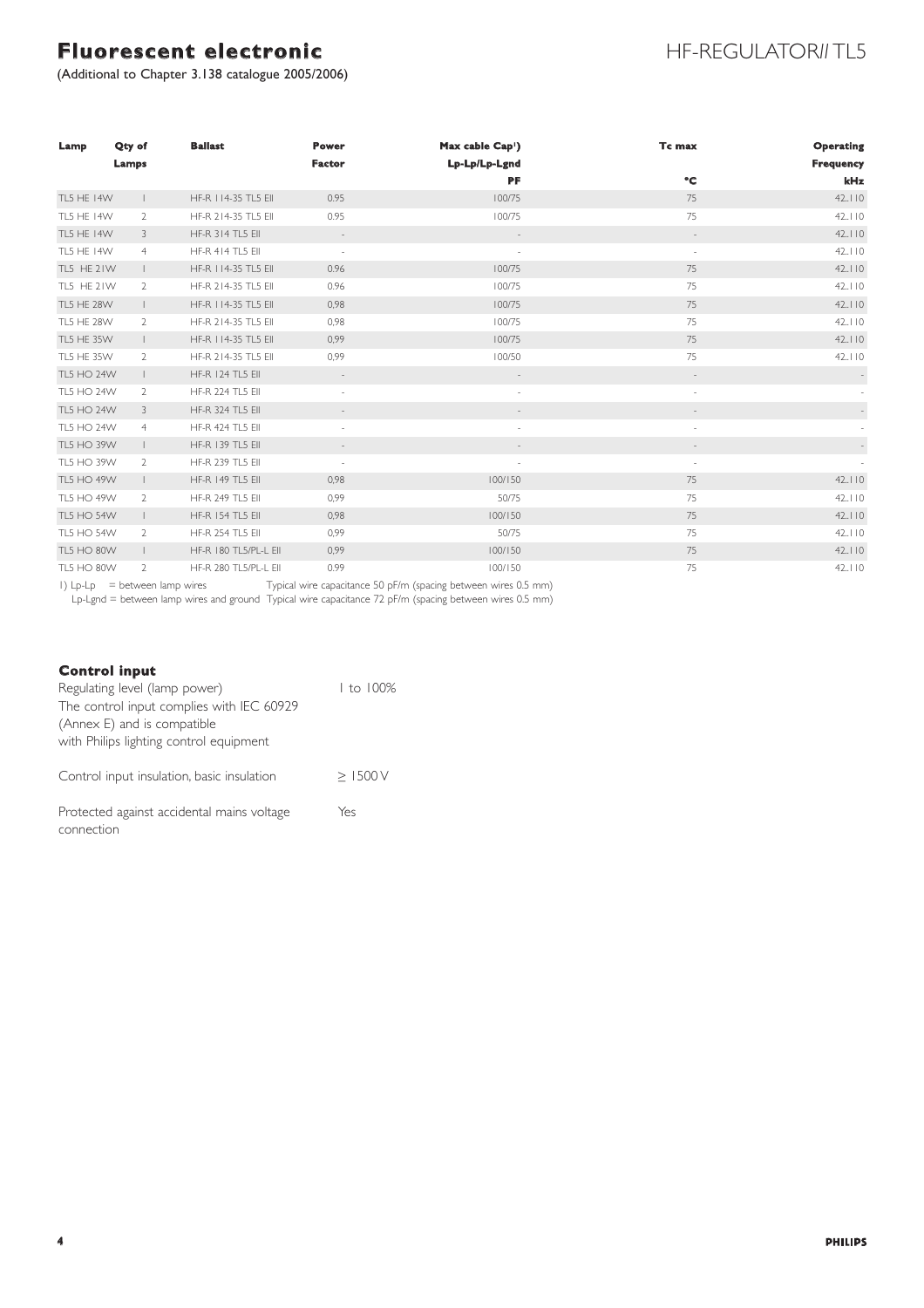# Fluorescent electronic

HF-REGULATOR*II* TL5

(Additional to Chapter 3.138 catalogue 2005/2006)

| Lamp | Qty of Lamps | Ballast | Power Factor | Max cable Cap[1]) Lp-Lp/Lp-Lgnd | Tc max | Operating Frequency |
|---|---|---|---|---|---|---|
| | | | | PF | °C | kHz |
| TL5 HE 14W | 1 | HF-R 114-35 TL5 EII | 0.95 | 100/75 | 75 | 42..110 |
| TL5 HE 14W | 2 | HF-R 214-35 TL5 EII | 0.95 | 100/75 | 75 | 42..110 |
| TL5 HE 14W | 3 | HF-R 314 TL5 EII | - | - | - | 42..110 |
| TL5 HE 14W | 4 | HF-R 414 TL5 EII | - | - | - | 42..110 |
| TL5 HE 21W | 1 | HF-R 114-35 TL5 EII | 0.96 | 100/75 | 75 | 42..110 |
| TL5 HE 21W | 2 | HF-R 214-35 TL5 EII | 0.96 | 100/75 | 75 | 42..110 |
| TL5 HE 28W | 1 | HF-R 114-35 TL5 EII | 0,98 | 100/75 | 75 | 42..110 |
| TL5 HE 28W | 2 | HF-R 214-35 TL5 EII | 0,98 | 100/75 | 75 | 42..110 |
| TL5 HE 35W | 1 | HF-R 114-35 TL5 EII | 0,99 | 100/75 | 75 | 42..110 |
| TL5 HE 35W | 2 | HF-R 214-35 TL5 EII | 0,99 | 100/50 | 75 | 42..110 |
| TL5 HO 24W | 1 | HF-R 124 TL5 EII | - | - | - | - |
| TL5 HO 24W | 2 | HF-R 224 TL5 EII | - | - | - | - |
| TL5 HO 24W | 3 | HF-R 324 TL5 EII | - | - | - | - |
| TL5 HO 24W | 4 | HF-R 424 TL5 EII | - | - | - | - |
| TL5 HO 39W | 1 | HF-R 139 TL5 EII | - | - | - | - |
| TL5 HO 39W | 2 | HF-R 239 TL5 EII | - | - | - | - |
| TL5 HO 49W | 1 | HF-R 149 TL5 EII | 0,98 | 100/150 | 75 | 42..110 |
| TL5 HO 49W | 2 | HF-R 249 TL5 EII | 0,99 | 50/75 | 75 | 42..110 |
| TL5 HO 54W | 1 | HF-R 154 TL5 EII | 0,98 | 100/150 | 75 | 42..110 |
| TL5 HO 54W | 2 | HF-R 254 TL5 EII | 0,99 | 50/75 | 75 | 42..110 |
| TL5 HO 80W | 1 | HF-R 180 TL5/PL-L EII | 0,99 | 100/150 | 75 | 42..110 |
| TL5 HO 80W | 2 | HF-R 280 TL5/PL-L EII | 0.99 | 100/150 | 75 | 42..110 |

1) Lp-Lp = between lamp wires — Typical wire capacitance 50 pF/m (spacing between wires 0.5 mm)
Lp-Lgnd = between lamp wires and ground — Typical wire capacitance 72 pF/m (spacing between wires 0.5 mm)

### Control input

| | |
|---|---|
| Regulating level (lamp power) | 1 to 100% |
| The control input complies with IEC 60929 (Annex E) and is compatible with Philips lighting control equipment | |
| Control input insulation, basic insulation | ≥ 1500 V |
| Protected against accidental mains voltage connection | Yes |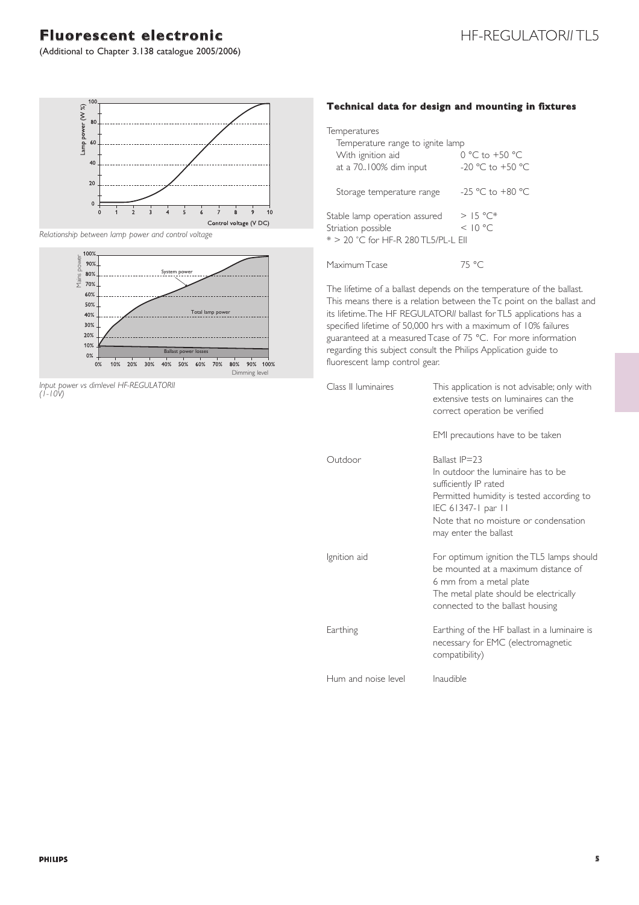# Fluorescent electronic

(Additional to Chapter 3.138 catalogue 2005/2006)

## HF-REGULATOR*II* TL5

*Relationship between lamp power and control voltage*

*Input power vs dimlevel HF-REGULATORII (1-10V)*

### Technical data for design and mounting in fixtures

Temperatures

| | |
|---|---|
| Temperature range to ignite lamp | |
| With ignition aid | 0 °C to +50 °C |
| at a 70..100% dim input | -20 °C to +50 °C |
| Storage temperature range | -25 °C to +80 °C |
| Stable lamp operation assured | > 15 °C* |
| Striation possible | < 10 °C |

* > 20 °C for HF-R 280 TL5/PL-L EII

| | |
|---|---|
| Maximum Tcase | 75 °C |

The lifetime of a ballast depends on the temperature of the ballast. This means there is a relation between the Tc point on the ballast and its lifetime. The HF REGULATOR*II* ballast for TL5 applications has a specified lifetime of 50,000 hrs with a maximum of 10% failures guaranteed at a measured Tcase of 75 °C. For more information regarding this subject consult the Philips Application guide to fluorescent lamp control gear.

| | |
|---|---|
| Class II luminaires | This application is not advisable; only with extensive tests on luminaires can the correct operation be verified<br><br>EMI precautions have to be taken |
| Outdoor | Ballast IP=23<br>In outdoor the luminaire has to be sufficiently IP rated<br>Permitted humidity is tested according to IEC 61347-1 par 11<br>Note that no moisture or condensation may enter the ballast |
| Ignition aid | For optimum ignition the TL5 lamps should be mounted at a maximum distance of 6 mm from a metal plate<br>The metal plate should be electrically connected to the ballast housing |
| Earthing | Earthing of the HF ballast in a luminaire is necessary for EMC (electromagnetic compatibility) |
| Hum and noise level | Inaudible |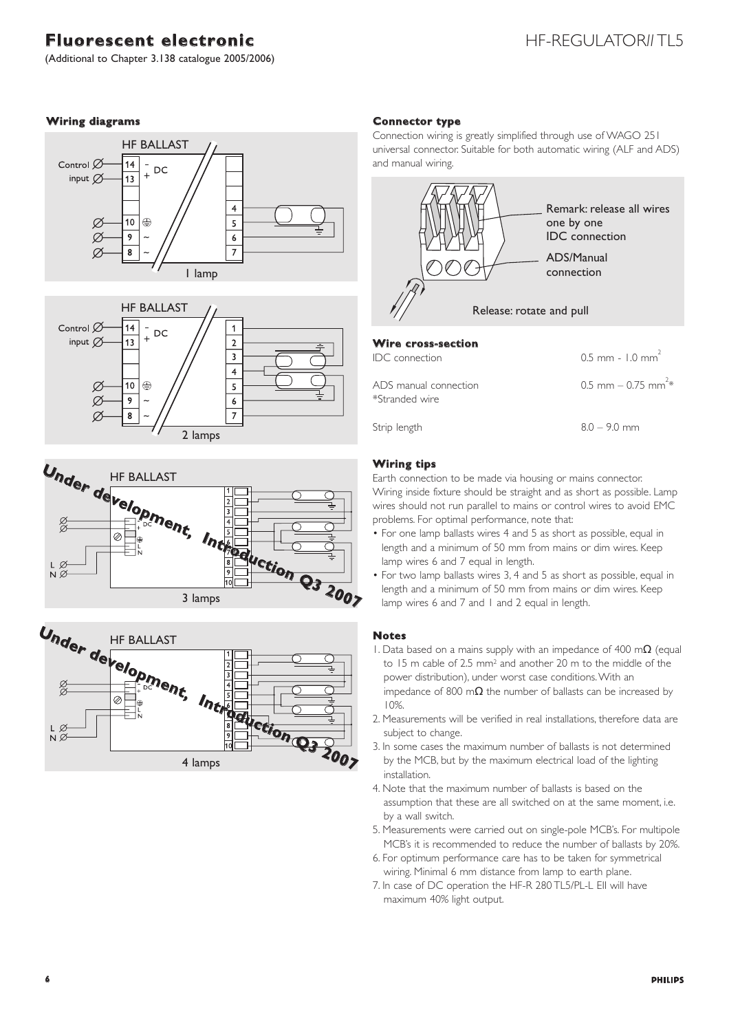# Fluorescent electronic

(Additional to Chapter 3.138 catalogue 2005/2006)

HF-REGULATOR*II* TL5

## Wiring diagrams

HF BALLAST

Control input 14 – DC, 13 +

10 ⏚, 9 ~, 8 ~

4, 5, 6, 7

1 lamp

HF BALLAST

Control input 14 – DC, 13 +

10 ⏚, 9 ~, 8 ~

1, 2, 3, 4, 5, 6, 7

2 lamps

**Under development, Introduction Q3 2007**

HF BALLAST

L, N

1, 2, 3, 4, 5, 6, 7, 8, 9, 10

3 lamps

**Under development, Introduction Q3 2007**

HF BALLAST

L, N

1, 2, 3, 4, 5, 6, 7, 8, 9, 10

4 lamps

## Connector type

Connection wiring is greatly simplified through use of WAGO 251 universal connector. Suitable for both automatic wiring (ALF and ADS) and manual wiring.

Remark: release all wires one by one

IDC connection

ADS/Manual connection

Release: rotate and pull

## Wire cross-section

| | |
|---|---|
| IDC connection | 0.5 mm - 1.0 mm$^2$ |
| ADS manual connection<br>*Stranded wire | 0.5 mm – 0.75 mm$^2$* |
| Strip length | 8.0 – 9.0 mm |

## Wiring tips

Earth connection to be made via housing or mains connector. Wiring inside fixture should be straight and as short as possible. Lamp wires should not run parallel to mains or control wires to avoid EMC problems. For optimal performance, note that:

- For one lamp ballasts wires 4 and 5 as short as possible, equal in length and a minimum of 50 mm from mains or dim wires. Keep lamp wires 6 and 7 equal in length.
- For two lamp ballasts wires 3, 4 and 5 as short as possible, equal in length and a minimum of 50 mm from mains or dim wires. Keep lamp wires 6 and 7 and 1 and 2 equal in length.

## Notes

1. Data based on a mains supply with an impedance of 400 m$\Omega$ (equal to 15 m cable of 2.5 mm$^2$ and another 20 m to the middle of the power distribution), under worst case conditions. With an impedance of 800 m$\Omega$ the number of ballasts can be increased by 10%.
2. Measurements will be verified in real installations, therefore data are subject to change.
3. In some cases the maximum number of ballasts is not determined by the MCB, but by the maximum electrical load of the lighting installation.
4. Note that the maximum number of ballasts is based on the assumption that these are all switched on at the same moment, i.e. by a wall switch.
5. Measurements were carried out on single-pole MCB's. For multipole MCB's it is recommended to reduce the number of ballasts by 20%.
6. For optimum performance care has to be taken for symmetrical wiring. Minimal 6 mm distance from lamp to earth plane.
7. In case of DC operation the HF-R 280 TL5/PL-L EII will have maximum 40% light output.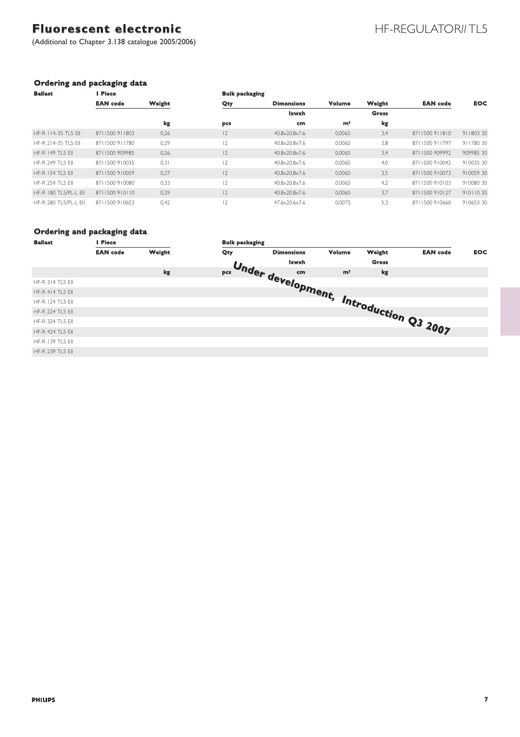# Fluorescent electronic

(Additional to Chapter 3.138 catalogue 2005/2006)

HF-REGULATOR*II* TL5

### Ordering and packaging data

| Ballast | 1 Piece | | Bulk packaging | | | | | |
|---|---|---|---|---|---|---|---|---|
| | EAN code | Weight | Qty | Dimensions | Volume | Weight | EAN code | EOC |
| | | | | lxwxh | | Gross | | |
| | | kg | pcs | cm | m³ | kg | | |
| HF-R 114-35 TL5 EII | 8711500 911803 | 0,26 | 12 | 40.8x20.8x7.6 | 0,0065 | 3,4 | 8711500 911810 | 911803 30 |
| HF-R 214-35 TL5 EII | 8711500 911780 | 0,29 | 12 | 40.8x20.8x7.6 | 0,0065 | 3,8 | 8711500 911797 | 911780 30 |
| HF-R 149 TL5 EII | 8711500 909985 | 0,26 | 12 | 40.8x20.8x7.6 | 0,0065 | 3,4 | 8711500 909992 | 909985 30 |
| HF-R 249 TL5 EII | 8711500 910035 | 0,31 | 12 | 40.8x20.8x7.6 | 0,0065 | 4,0 | 8711500 910042 | 910035 30 |
| HF-R 154 TL5 EII | 8711500 910059 | 0,27 | 12 | 40.8x20.8x7.6 | 0,0065 | 3,5 | 8711500 910073 | 910059 30 |
| HF-R 254 TL5 EII | 8711500 910080 | 0,33 | 12 | 40.8x20.8x7.6 | 0,0065 | 4,2 | 8711500 910103 | 910080 30 |
| HF-R 180 TL5/PL-L EII | 8711500 910110 | 0,29 | 12 | 40.8x20.8x7.6 | 0,0065 | 3,7 | 8711500 910127 | 910110 30 |
| HF-R 280 TL5/PL-L EII | 8711500 910653 | 0,42 | 12 | 47.6x20.6x7.6 | 0,0075 | 5,3 | 8711500 910660 | 910653 30 |

### Ordering and packaging data

| Ballast | 1 Piece | | Bulk packaging | | | | | |
|---|---|---|---|---|---|---|---|---|
| | EAN code | Weight | Qty | Dimensions | Volume | Weight | EAN code | EOC |
| | | | | lxwxh | | Gross | | |
| | | kg | pcs | cm | m³ | kg | | |
| HF-R 314 TL5 EII | | | | | | | | |
| HF-R 414 TL5 EII | | | | | | | | |
| HF-R 124 TL5 EII | | | | | | | | |
| HF-R 224 TL5 EII | | | | | | | | |
| HF-R 324 TL5 EII | | | | | | | | |
| HF-R 424 TL5 EII | | | | | | | | |
| HF-R 139 TL5 EII | | | | | | | | |
| HF-R 239 TL5 EII | | | | | | | | |

*Under development, Introduction Q3 2007*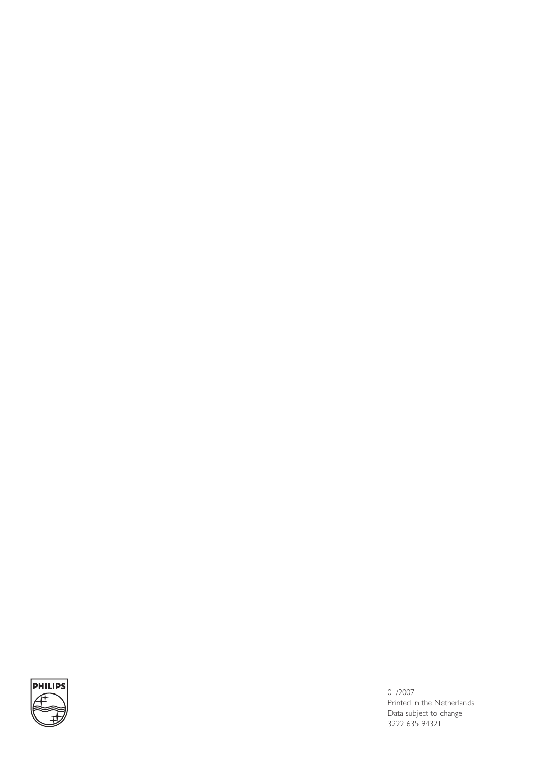PHILIPS

01/2007
Printed in the Netherlands
Data subject to change
3222 635 94321